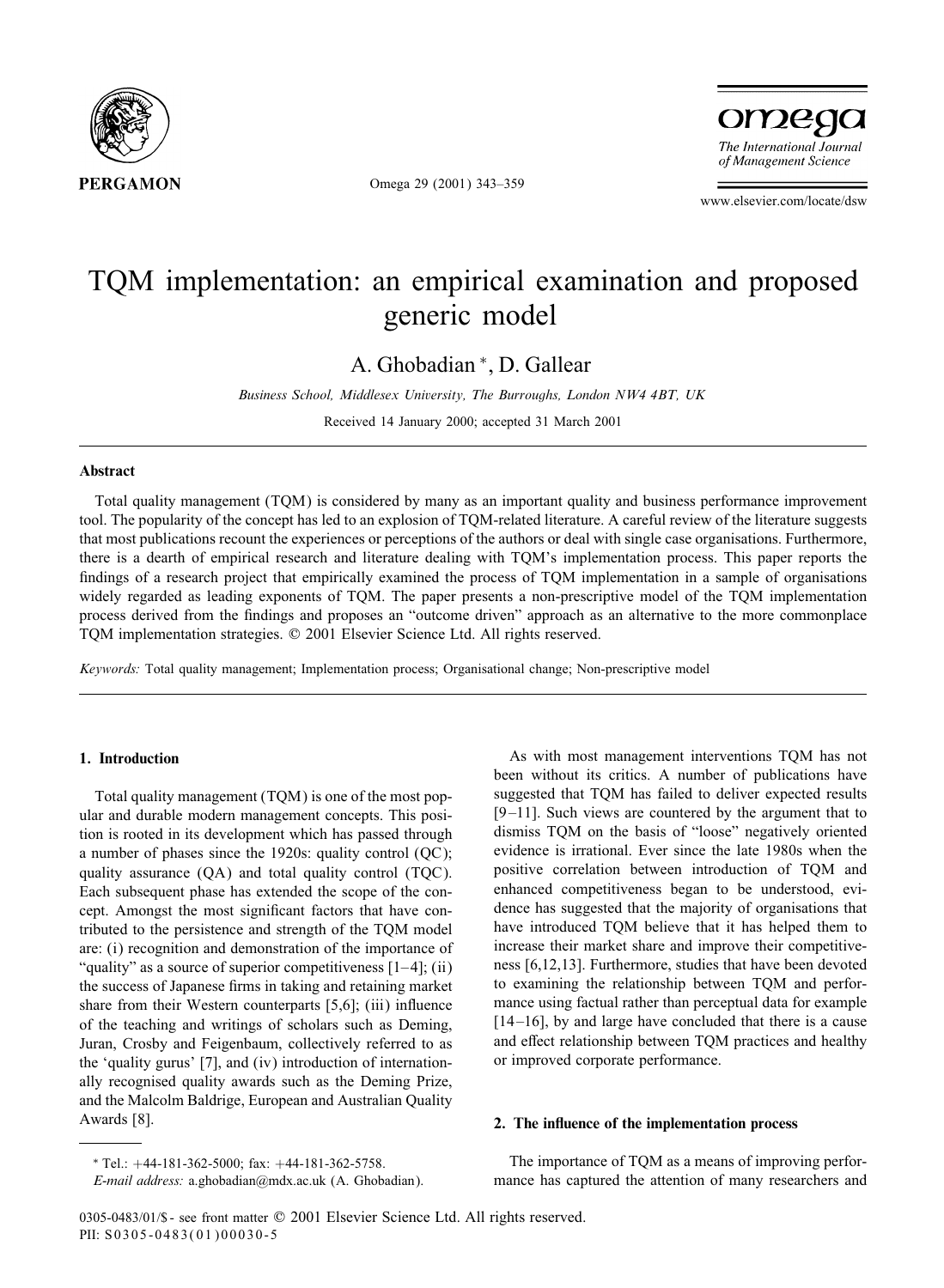# TQM implementation: an empirical examination and proposed generic model

A. Ghobadian *, D. Gallear

*Business School, Middlesex University, The Burroughs, London NW4 4BT, UK*

Received 14 January 2000; accepted 31 March 2001

## Abstract

Total quality management (TQM) is considered by many as an important quality and business performance improvement tool. The popularity of the concept has led to an explosion of TQM-related literature. A careful review of the literature suggests that most publications recount the experiences or perceptions of the authors or deal with single case organisations. Furthermore, there is a dearth of empirical research and literature dealing with TQM's implementation process. This paper reports the findings of a research project that empirically examined the process of TQM implementation in a sample of organisations widely regarded as leading exponents of TQM. The paper presents a non-prescriptive model of the TQM implementation process derived from the findings and proposes an "outcome driven" approach as an alternative to the more commonplace TQM implementation strategies. © 2001 Elsevier Science Ltd. All rights reserved.

*Keywords:* Total quality management; Implementation process; Organisational change; Non-prescriptive model

## 1. Introduction

Total quality management (TQM) is one of the most popular and durable modern management concepts. This position is rooted in its development which has passed through a number of phases since the 1920s: quality control (QC); quality assurance (QA) and total quality control (TQC). Each subsequent phase has extended the scope of the concept. Amongst the most significant factors that have contributed to the persistence and strength of the TQM model are: (i) recognition and demonstration of the importance of "quality" as a source of superior competitiveness [1–4]; (ii) the success of Japanese firms in taking and retaining market share from their Western counterparts [5,6]; (iii) influence of the teaching and writings of scholars such as Deming, Juran, Crosby and Feigenbaum, collectively referred to as the 'quality gurus' [7], and (iv) introduction of internationally recognised quality awards such as the Deming Prize, and the Malcolm Baldrige, European and Australian Quality Awards [8].

As with most management interventions TQM has not been without its critics. A number of publications have suggested that TQM has failed to deliver expected results [9–11]. Such views are countered by the argument that to dismiss TQM on the basis of "loose" negatively oriented evidence is irrational. Ever since the late 1980s when the positive correlation between introduction of TQM and enhanced competitiveness began to be understood, evidence has suggested that the majority of organisations that have introduced TQM believe that it has helped them to increase their market share and improve their competitiveness [6,12,13]. Furthermore, studies that have been devoted to examining the relationship between TQM and performance using factual rather than perceptual data for example [14–16], by and large have concluded that there is a cause and effect relationship between TQM practices and healthy or improved corporate performance.

## 2. The influence of the implementation process

The importance of TQM as a means of improving performance has captured the attention of many researchers and

* Tel.: +44-181-362-5000; fax: +44-181-362-5758.
*E-mail address:* a.ghobadian@mdx.ac.uk (A. Ghobadian).

0305-0483/01/$ - see front matter © 2001 Elsevier Science Ltd. All rights reserved.
PII: S0305-0483(01)00030-5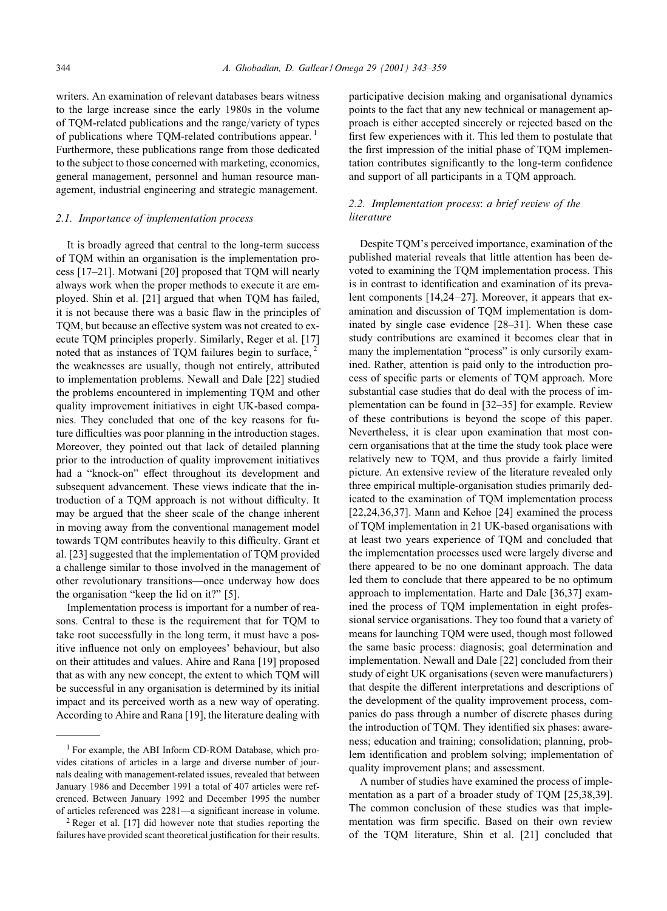writers. An examination of relevant databases bears witness to the large increase since the early 1980s in the volume of TQM-related publications and the range/variety of types of publications where TQM-related contributions appear. [1] Furthermore, these publications range from those dedicated to the subject to those concerned with marketing, economics, general management, personnel and human resource management, industrial engineering and strategic management.

### 2.1. Importance of implementation process

It is broadly agreed that central to the long-term success of TQM within an organisation is the implementation process [17–21]. Motwani [20] proposed that TQM will nearly always work when the proper methods to execute it are employed. Shin et al. [21] argued that when TQM has failed, it is not because there was a basic flaw in the principles of TQM, but because an effective system was not created to execute TQM principles properly. Similarly, Reger et al. [17] noted that as instances of TQM failures begin to surface, [2] the weaknesses are usually, though not entirely, attributed to implementation problems. Newall and Dale [22] studied the problems encountered in implementing TQM and other quality improvement initiatives in eight UK-based companies. They concluded that one of the key reasons for future difficulties was poor planning in the introduction stages. Moreover, they pointed out that lack of detailed planning prior to the introduction of quality improvement initiatives had a "knock-on" effect throughout its development and subsequent advancement. These views indicate that the introduction of a TQM approach is not without difficulty. It may be argued that the sheer scale of the change inherent in moving away from the conventional management model towards TQM contributes heavily to this difficulty. Grant et al. [23] suggested that the implementation of TQM provided a challenge similar to those involved in the management of other revolutionary transitions—once underway how does the organisation "keep the lid on it?" [5].

Implementation process is important for a number of reasons. Central to these is the requirement that for TQM to take root successfully in the long term, it must have a positive influence not only on employees' behaviour, but also on their attitudes and values. Ahire and Rana [19] proposed that as with any new concept, the extent to which TQM will be successful in any organisation is determined by its initial impact and its perceived worth as a new way of operating. According to Ahire and Rana [19], the literature dealing with participative decision making and organisational dynamics points to the fact that any new technical or management approach is either accepted sincerely or rejected based on the first few experiences with it. This led them to postulate that the first impression of the initial phase of TQM implementation contributes significantly to the long-term confidence and support of all participants in a TQM approach.

### 2.2. *Implementation process*: *a brief review of the literature*

Despite TQM's perceived importance, examination of the published material reveals that little attention has been devoted to examining the TQM implementation process. This is in contrast to identification and examination of its prevalent components [14,24–27]. Moreover, it appears that examination and discussion of TQM implementation is dominated by single case evidence [28–31]. When these case study contributions are examined it becomes clear that in many the implementation "process" is only cursorily examined. Rather, attention is paid only to the introduction process of specific parts or elements of TQM approach. More substantial case studies that do deal with the process of implementation can be found in [32–35] for example. Review of these contributions is beyond the scope of this paper. Nevertheless, it is clear upon examination that most concern organisations that at the time the study took place were relatively new to TQM, and thus provide a fairly limited picture. An extensive review of the literature revealed only three empirical multiple-organisation studies primarily dedicated to the examination of TQM implementation process [22,24,36,37]. Mann and Kehoe [24] examined the process of TQM implementation in 21 UK-based organisations with at least two years experience of TQM and concluded that the implementation processes used were largely diverse and there appeared to be no one dominant approach. The data led them to conclude that there appeared to be no optimum approach to implementation. Harte and Dale [36,37] examined the process of TQM implementation in eight professional service organisations. They too found that a variety of means for launching TQM were used, though most followed the same basic process: diagnosis; goal determination and implementation. Newall and Dale [22] concluded from their study of eight UK organisations (seven were manufacturers) that despite the different interpretations and descriptions of the development of the quality improvement process, companies do pass through a number of discrete phases during the introduction of TQM. They identified six phases: awareness; education and training; consolidation; planning, problem identification and problem solving; implementation of quality improvement plans; and assessment.

A number of studies have examined the process of implementation as a part of a broader study of TQM [25,38,39]. The common conclusion of these studies was that implementation was firm specific. Based on their own review of the TQM literature, Shin et al. [21] concluded that

---

[1] For example, the ABI Inform CD-ROM Database, which provides citations of articles in a large and diverse number of journals dealing with management-related issues, revealed that between January 1986 and December 1991 a total of 407 articles were referenced. Between January 1992 and December 1995 the number of articles referenced was 2281—a significant increase in volume.

[2] Reger et al. [17] did however note that studies reporting the failures have provided scant theoretical justification for their results.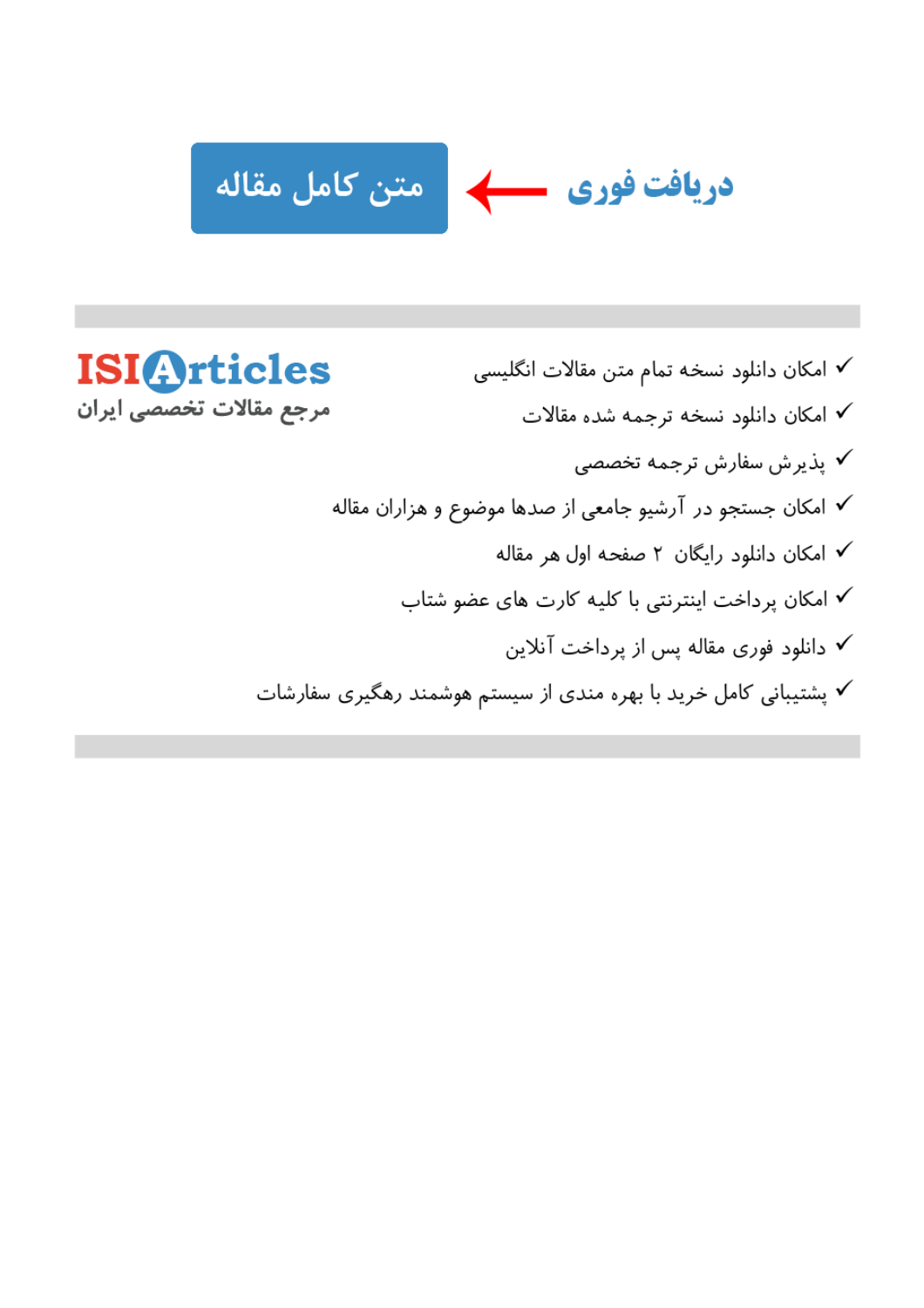دریافت فوری ← متن کامل مقاله

**ISIArticles**
مرجع مقالات تخصصی ایران

- ✓ امکان دانلود نسخه تمام متن مقالات انگلیسی
- ✓ امکان دانلود نسخه ترجمه شده مقالات
- ✓ پذیرش سفارش ترجمه تخصصی
- ✓ امکان جستجو در آرشیو جامعی از صدها موضوع و هزاران مقاله
- ✓ امکان دانلود رایگان ۲ صفحه اول هر مقاله
- ✓ امکان پرداخت اینترنتی با کلیه کارت های عضو شتاب
- ✓ دانلود فوری مقاله پس از پرداخت آنلاین
- ✓ پشتیبانی کامل خرید با بهره مندی از سیستم هوشمند رهگیری سفارشات